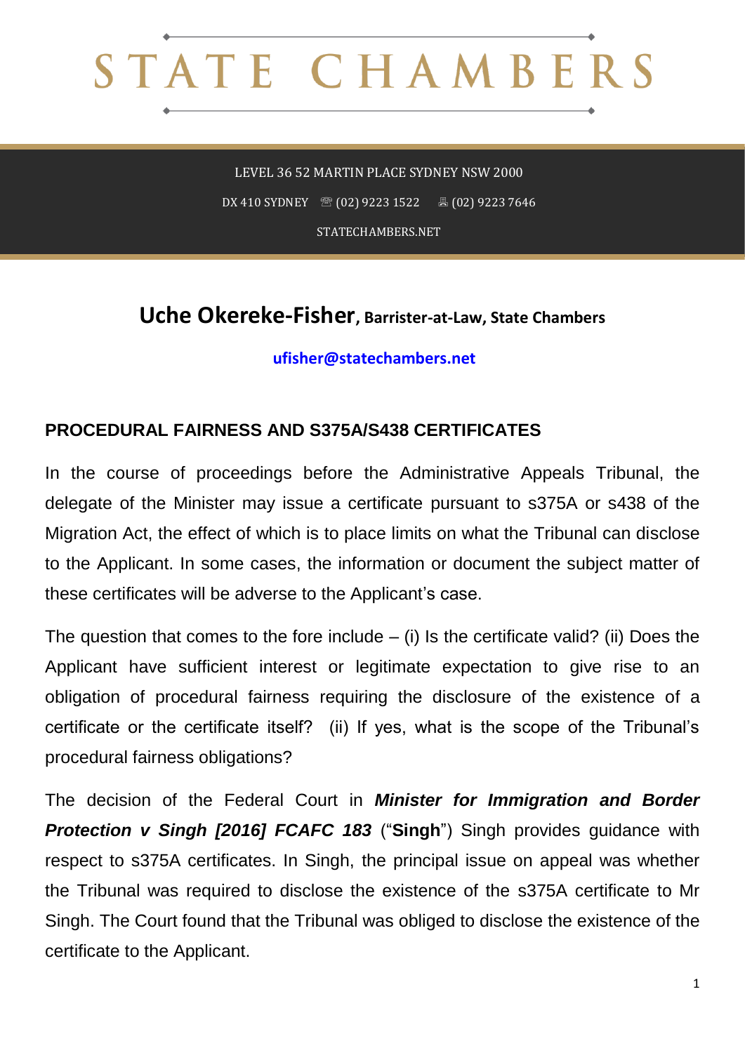# STATE CHAMBERS

LEVEL 36 52 MARTIN PLACE SYDNEY NSW 2000

DX 410 SYDNEY ☏ (02) 9223 1522 🖷 (02) 9223 7646

STATECHAMBERS.NET

## Uche Okereke-Fisher, Barrister-at-Law, State Chambers

ufisher@statechambers.net

### PROCEDURAL FAIRNESS AND S375A/S438 CERTIFICATES

In the course of proceedings before the Administrative Appeals Tribunal, the delegate of the Minister may issue a certificate pursuant to s375A or s438 of the Migration Act, the effect of which is to place limits on what the Tribunal can disclose to the Applicant. In some cases, the information or document the subject matter of these certificates will be adverse to the Applicant's case.

The question that comes to the fore include – (i) Is the certificate valid? (ii) Does the Applicant have sufficient interest or legitimate expectation to give rise to an obligation of procedural fairness requiring the disclosure of the existence of a certificate or the certificate itself? (ii) If yes, what is the scope of the Tribunal's procedural fairness obligations?

The decision of the Federal Court in ***Minister for Immigration and Border Protection v Singh [2016] FCAFC 183*** ("**Singh**") Singh provides guidance with respect to s375A certificates. In Singh, the principal issue on appeal was whether the Tribunal was required to disclose the existence of the s375A certificate to Mr Singh. The Court found that the Tribunal was obliged to disclose the existence of the certificate to the Applicant.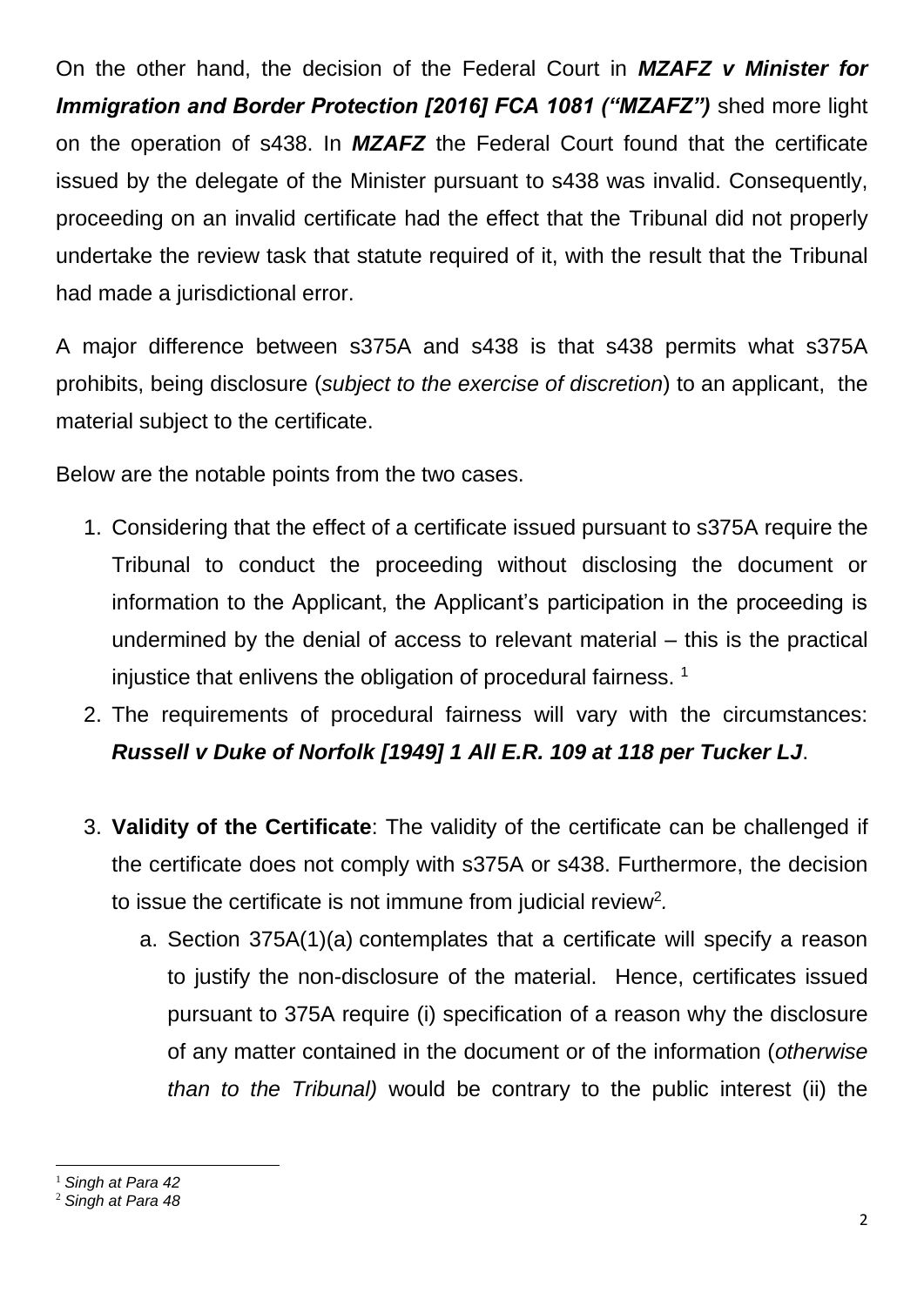On the other hand, the decision of the Federal Court in ***MZAFZ v Minister for Immigration and Border Protection [2016] FCA 1081 ("MZAFZ")*** shed more light on the operation of s438. In ***MZAFZ*** the Federal Court found that the certificate issued by the delegate of the Minister pursuant to s438 was invalid. Consequently, proceeding on an invalid certificate had the effect that the Tribunal did not properly undertake the review task that statute required of it, with the result that the Tribunal had made a jurisdictional error.

A major difference between s375A and s438 is that s438 permits what s375A prohibits, being disclosure (*subject to the exercise of discretion*) to an applicant, the material subject to the certificate.

Below are the notable points from the two cases.

1. Considering that the effect of a certificate issued pursuant to s375A require the Tribunal to conduct the proceeding without disclosing the document or information to the Applicant, the Applicant's participation in the proceeding is undermined by the denial of access to relevant material – this is the practical injustice that enlivens the obligation of procedural fairness. [1]
2. The requirements of procedural fairness will vary with the circumstances: ***Russell v Duke of Norfolk [1949] 1 All E.R. 109 at 118 per Tucker LJ***.
3. **Validity of the Certificate**: The validity of the certificate can be challenged if the certificate does not comply with s375A or s438. Furthermore, the decision to issue the certificate is not immune from judicial review[2].
   a. Section 375A(1)(a) contemplates that a certificate will specify a reason to justify the non-disclosure of the material. Hence, certificates issued pursuant to 375A require (i) specification of a reason why the disclosure of any matter contained in the document or of the information (*otherwise than to the Tribunal)* would be contrary to the public interest (ii) the

---

[1] *Singh at Para 42*

[2] *Singh at Para 48*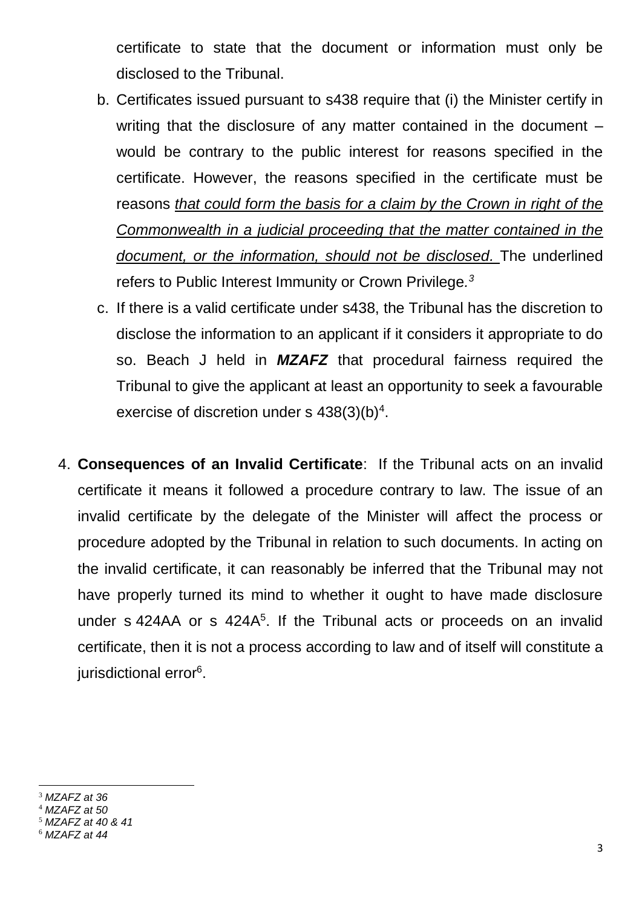certificate to state that the document or information must only be disclosed to the Tribunal.

b. Certificates issued pursuant to s438 require that (i) the Minister certify in writing that the disclosure of any matter contained in the document – would be contrary to the public interest for reasons specified in the certificate. However, the reasons specified in the certificate must be reasons <u>*that could form the basis for a claim by the Crown in right of the Commonwealth in a judicial proceeding that the matter contained in the document, or the information, should not be disclosed.*</u> The underlined refers to Public Interest Immunity or Crown Privilege.[3]

c. If there is a valid certificate under s438, the Tribunal has the discretion to disclose the information to an applicant if it considers it appropriate to do so. Beach J held in ***MZAFZ*** that procedural fairness required the Tribunal to give the applicant at least an opportunity to seek a favourable exercise of discretion under s 438(3)(b)[4].

4. **Consequences of an Invalid Certificate**: If the Tribunal acts on an invalid certificate it means it followed a procedure contrary to law. The issue of an invalid certificate by the delegate of the Minister will affect the process or procedure adopted by the Tribunal in relation to such documents. In acting on the invalid certificate, it can reasonably be inferred that the Tribunal may not have properly turned its mind to whether it ought to have made disclosure under s 424AA or s 424A[5]. If the Tribunal acts or proceeds on an invalid certificate, then it is not a process according to law and of itself will constitute a jurisdictional error[6].

---

[3] *MZAFZ at 36*
[4] *MZAFZ at 50*
[5] *MZAFZ at 40 & 41*
[6] *MZAFZ at 44*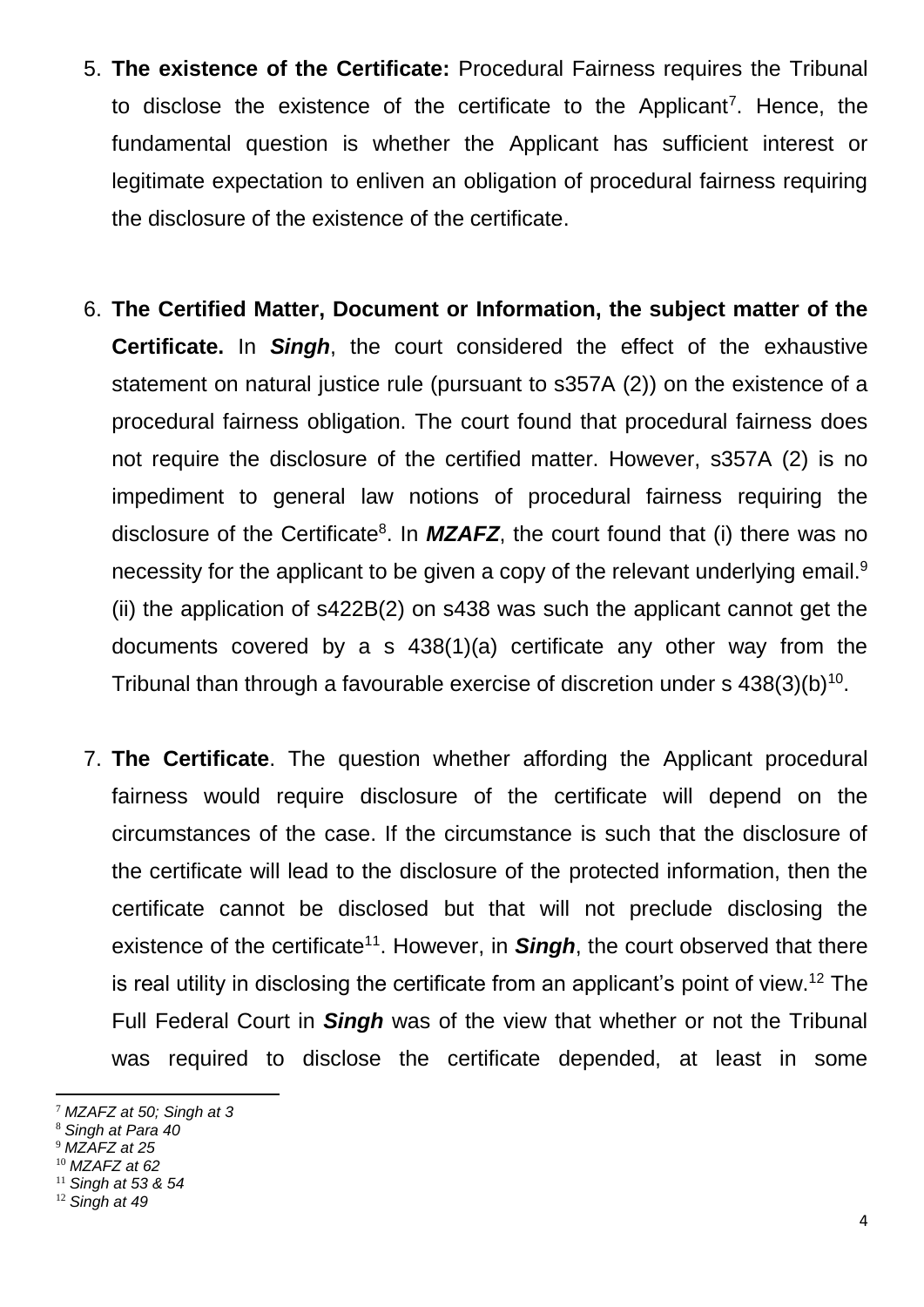5. **The existence of the Certificate:** Procedural Fairness requires the Tribunal to disclose the existence of the certificate to the Applicant[7]. Hence, the fundamental question is whether the Applicant has sufficient interest or legitimate expectation to enliven an obligation of procedural fairness requiring the disclosure of the existence of the certificate.

6. **The Certified Matter, Document or Information, the subject matter of the Certificate.** In ***Singh***, the court considered the effect of the exhaustive statement on natural justice rule (pursuant to s357A (2)) on the existence of a procedural fairness obligation. The court found that procedural fairness does not require the disclosure of the certified matter. However, s357A (2) is no impediment to general law notions of procedural fairness requiring the disclosure of the Certificate[8]. In ***MZAFZ***, the court found that (i) there was no necessity for the applicant to be given a copy of the relevant underlying email.[9] (ii) the application of s422B(2) on s438 was such the applicant cannot get the documents covered by a s 438(1)(a) certificate any other way from the Tribunal than through a favourable exercise of discretion under s 438(3)(b)[10].

7. **The Certificate**. The question whether affording the Applicant procedural fairness would require disclosure of the certificate will depend on the circumstances of the case. If the circumstance is such that the disclosure of the certificate will lead to the disclosure of the protected information, then the certificate cannot be disclosed but that will not preclude disclosing the existence of the certificate[11]. However, in ***Singh***, the court observed that there is real utility in disclosing the certificate from an applicant's point of view.[12] The Full Federal Court in ***Singh*** was of the view that whether or not the Tribunal was required to disclose the certificate depended, at least in some

---

[7] *MZAFZ at 50; Singh at 3*
[8] *Singh at Para 40*
[9] *MZAFZ at 25*
[10] *MZAFZ at 62*
[11] *Singh at 53 & 54*
[12] *Singh at 49*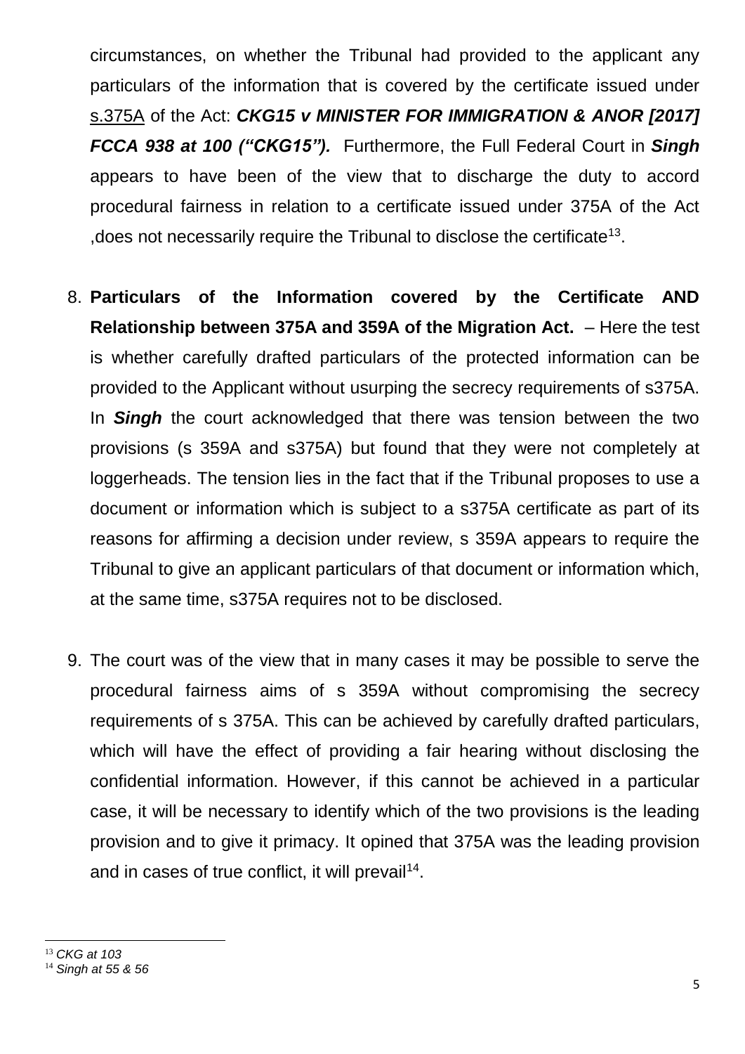circumstances, on whether the Tribunal had provided to the applicant any particulars of the information that is covered by the certificate issued under s.375A of the Act: ***CKG15 v MINISTER FOR IMMIGRATION & ANOR [2017] FCCA 938 at 100 ("CKG15").*** Furthermore, the Full Federal Court in ***Singh*** appears to have been of the view that to discharge the duty to accord procedural fairness in relation to a certificate issued under 375A of the Act ,does not necessarily require the Tribunal to disclose the certificate[13].

8. **Particulars of the Information covered by the Certificate AND Relationship between 375A and 359A of the Migration Act.** – Here the test is whether carefully drafted particulars of the protected information can be provided to the Applicant without usurping the secrecy requirements of s375A. In ***Singh*** the court acknowledged that there was tension between the two provisions (s 359A and s375A) but found that they were not completely at loggerheads. The tension lies in the fact that if the Tribunal proposes to use a document or information which is subject to a s375A certificate as part of its reasons for affirming a decision under review, s 359A appears to require the Tribunal to give an applicant particulars of that document or information which, at the same time, s375A requires not to be disclosed.

9. The court was of the view that in many cases it may be possible to serve the procedural fairness aims of s 359A without compromising the secrecy requirements of s 375A. This can be achieved by carefully drafted particulars, which will have the effect of providing a fair hearing without disclosing the confidential information. However, if this cannot be achieved in a particular case, it will be necessary to identify which of the two provisions is the leading provision and to give it primacy. It opined that 375A was the leading provision and in cases of true conflict, it will prevail[14].

---

[13] *CKG at 103*

[14] *Singh at 55 & 56*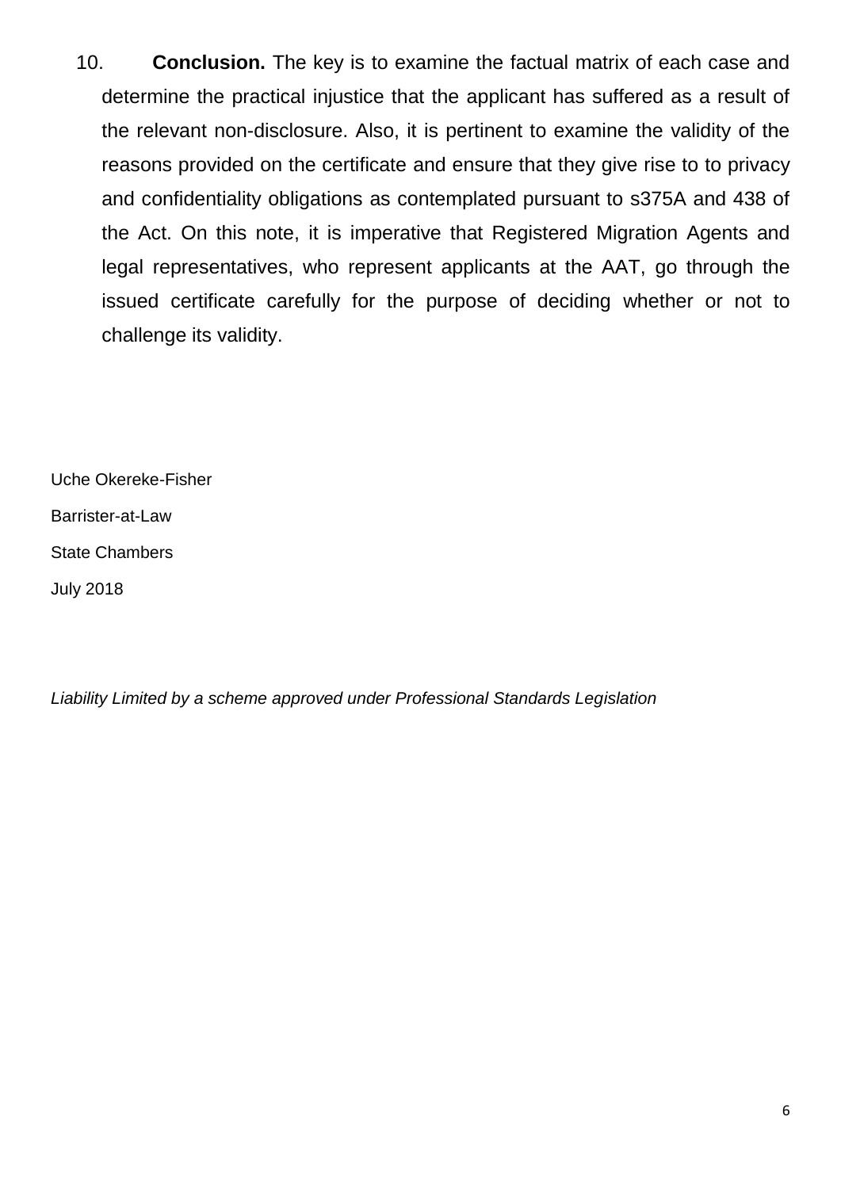10. **Conclusion.** The key is to examine the factual matrix of each case and determine the practical injustice that the applicant has suffered as a result of the relevant non-disclosure. Also, it is pertinent to examine the validity of the reasons provided on the certificate and ensure that they give rise to to privacy and confidentiality obligations as contemplated pursuant to s375A and 438 of the Act. On this note, it is imperative that Registered Migration Agents and legal representatives, who represent applicants at the AAT, go through the issued certificate carefully for the purpose of deciding whether or not to challenge its validity.

Uche Okereke-Fisher

Barrister-at-Law

State Chambers

July 2018

*Liability Limited by a scheme approved under Professional Standards Legislation*